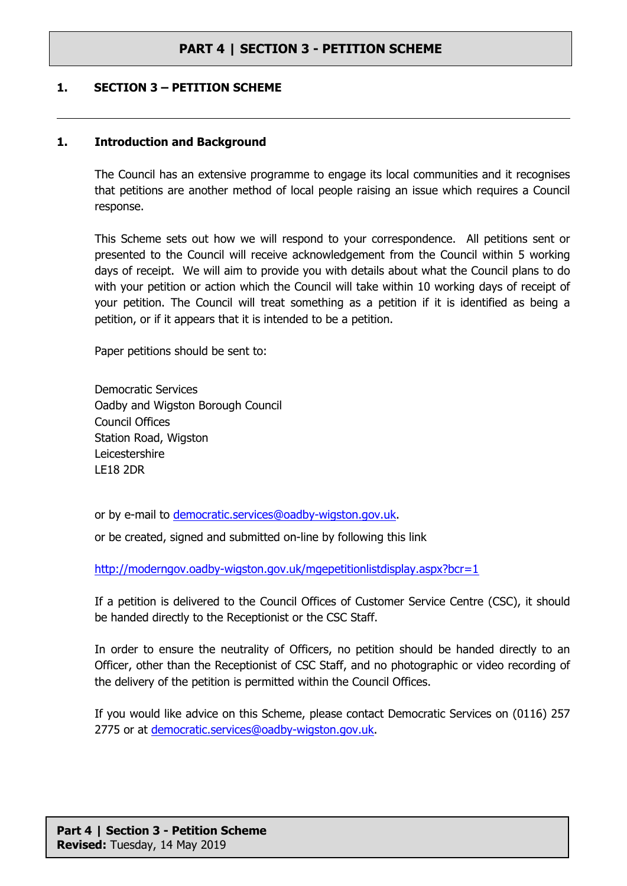# PART 4 | SECTION 3 - PETITION SCHEME

## 1. SECTION 3 – PETITION SCHEME

---

### 1. Introduction and Background

The Council has an extensive programme to engage its local communities and it recognises that petitions are another method of local people raising an issue which requires a Council response.

This Scheme sets out how we will respond to your correspondence. All petitions sent or presented to the Council will receive acknowledgement from the Council within 5 working days of receipt. We will aim to provide you with details about what the Council plans to do with your petition or action which the Council will take within 10 working days of receipt of your petition. The Council will treat something as a petition if it is identified as being a petition, or if it appears that it is intended to be a petition.

Paper petitions should be sent to:

Democratic Services
Oadby and Wigston Borough Council
Council Offices
Station Road, Wigston
Leicestershire
LE18 2DR

or by e-mail to democratic.services@oadby-wigston.gov.uk.

or be created, signed and submitted on-line by following this link

http://moderngov.oadby-wigston.gov.uk/mgepetitionlistdisplay.aspx?bcr=1

If a petition is delivered to the Council Offices of Customer Service Centre (CSC), it should be handed directly to the Receptionist or the CSC Staff.

In order to ensure the neutrality of Officers, no petition should be handed directly to an Officer, other than the Receptionist of CSC Staff, and no photographic or video recording of the delivery of the petition is permitted within the Council Offices.

If you would like advice on this Scheme, please contact Democratic Services on (0116) 257 2775 or at democratic.services@oadby-wigston.gov.uk.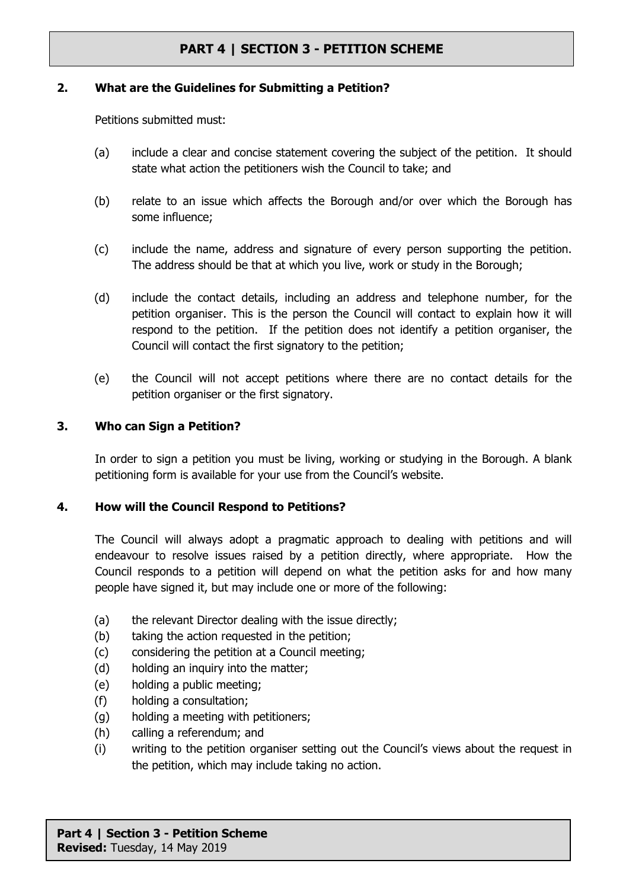## 2. What are the Guidelines for Submitting a Petition?

Petitions submitted must:

(a) include a clear and concise statement covering the subject of the petition. It should state what action the petitioners wish the Council to take; and

(b) relate to an issue which affects the Borough and/or over which the Borough has some influence;

(c) include the name, address and signature of every person supporting the petition. The address should be that at which you live, work or study in the Borough;

(d) include the contact details, including an address and telephone number, for the petition organiser. This is the person the Council will contact to explain how it will respond to the petition. If the petition does not identify a petition organiser, the Council will contact the first signatory to the petition;

(e) the Council will not accept petitions where there are no contact details for the petition organiser or the first signatory.

## 3. Who can Sign a Petition?

In order to sign a petition you must be living, working or studying in the Borough. A blank petitioning form is available for your use from the Council's website.

## 4. How will the Council Respond to Petitions?

The Council will always adopt a pragmatic approach to dealing with petitions and will endeavour to resolve issues raised by a petition directly, where appropriate. How the Council responds to a petition will depend on what the petition asks for and how many people have signed it, but may include one or more of the following:

(a) the relevant Director dealing with the issue directly;
(b) taking the action requested in the petition;
(c) considering the petition at a Council meeting;
(d) holding an inquiry into the matter;
(e) holding a public meeting;
(f) holding a consultation;
(g) holding a meeting with petitioners;
(h) calling a referendum; and
(i) writing to the petition organiser setting out the Council's views about the request in the petition, which may include taking no action.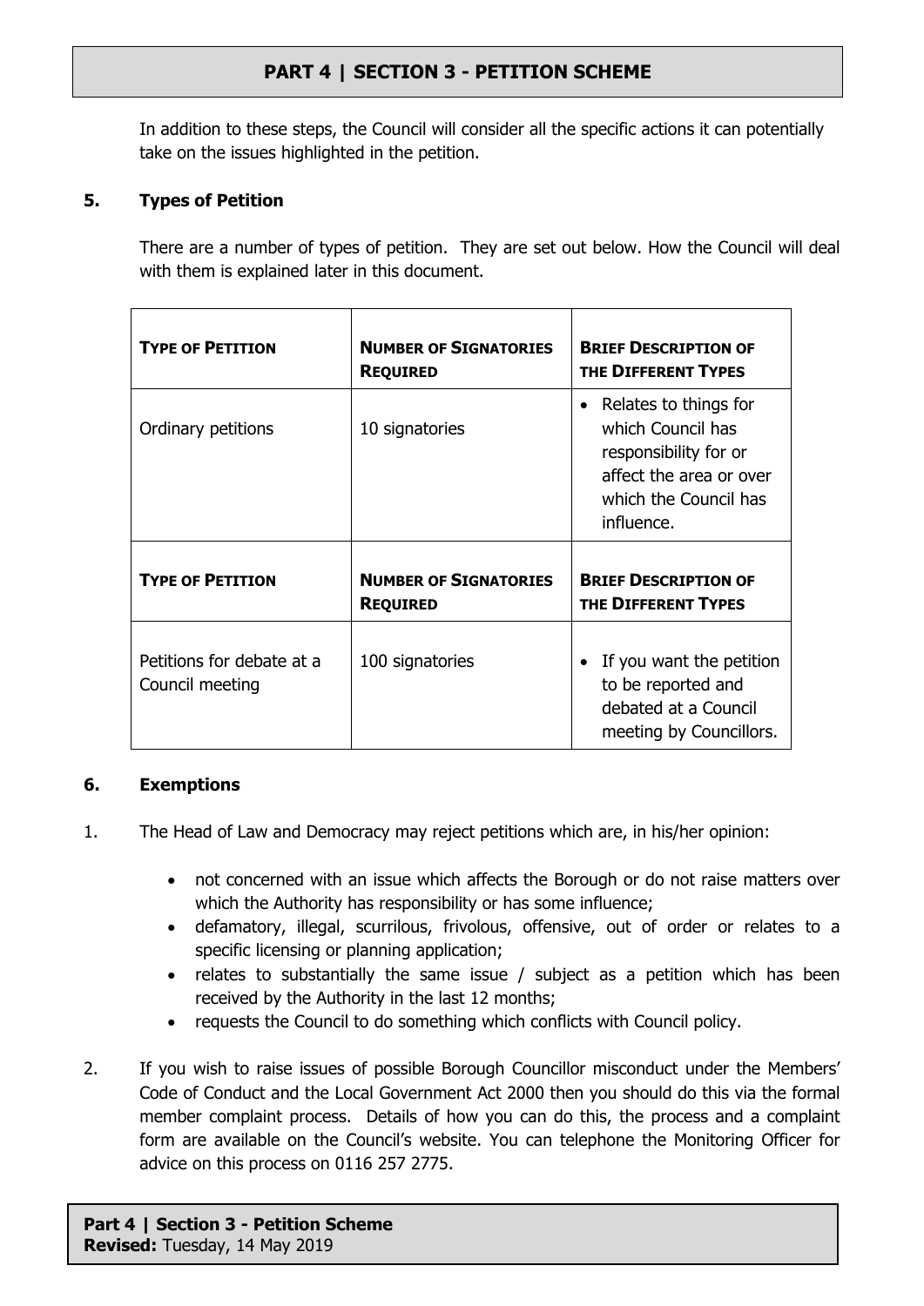In addition to these steps, the Council will consider all the specific actions it can potentially take on the issues highlighted in the petition.

## 5. Types of Petition

There are a number of types of petition. They are set out below. How the Council will deal with them is explained later in this document.

| TYPE OF PETITION | NUMBER OF SIGNATORIES REQUIRED | BRIEF DESCRIPTION OF THE DIFFERENT TYPES |
|---|---|---|
| Ordinary petitions | 10 signatories | • Relates to things for which Council has responsibility for or affect the area or over which the Council has influence. |
| Petitions for debate at a Council meeting | 100 signatories | • If you want the petition to be reported and debated at a Council meeting by Councillors. |

## 6. Exemptions

1. The Head of Law and Democracy may reject petitions which are, in his/her opinion:

    - not concerned with an issue which affects the Borough or do not raise matters over which the Authority has responsibility or has some influence;
    - defamatory, illegal, scurrilous, frivolous, offensive, out of order or relates to a specific licensing or planning application;
    - relates to substantially the same issue / subject as a petition which has been received by the Authority in the last 12 months;
    - requests the Council to do something which conflicts with Council policy.

2. If you wish to raise issues of possible Borough Councillor misconduct under the Members' Code of Conduct and the Local Government Act 2000 then you should do this via the formal member complaint process. Details of how you can do this, the process and a complaint form are available on the Council's website. You can telephone the Monitoring Officer for advice on this process on 0116 257 2775.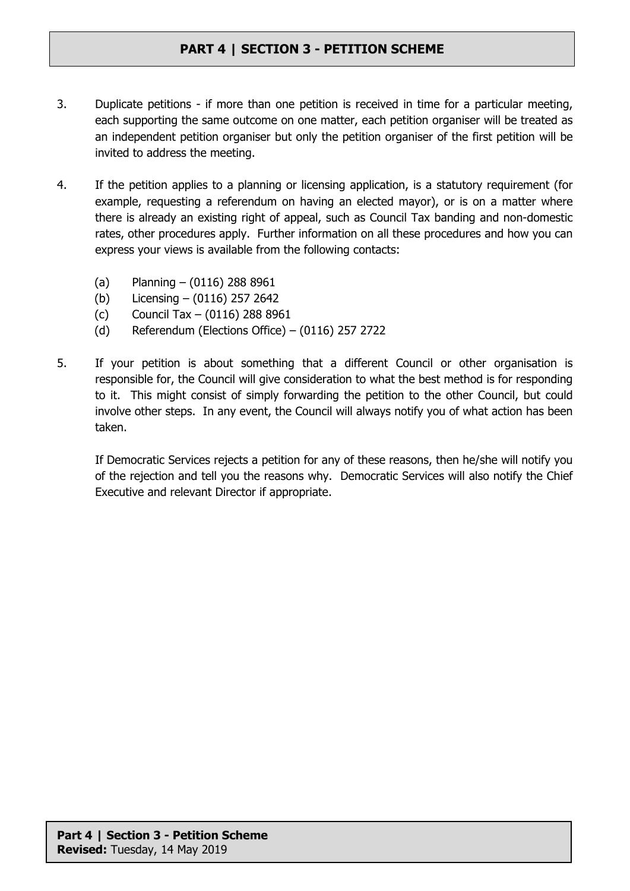3. Duplicate petitions - if more than one petition is received in time for a particular meeting, each supporting the same outcome on one matter, each petition organiser will be treated as an independent petition organiser but only the petition organiser of the first petition will be invited to address the meeting.

4. If the petition applies to a planning or licensing application, is a statutory requirement (for example, requesting a referendum on having an elected mayor), or is on a matter where there is already an existing right of appeal, such as Council Tax banding and non-domestic rates, other procedures apply. Further information on all these procedures and how you can express your views is available from the following contacts:

   (a) Planning – (0116) 288 8961
   (b) Licensing – (0116) 257 2642
   (c) Council Tax – (0116) 288 8961
   (d) Referendum (Elections Office) – (0116) 257 2722

5. If your petition is about something that a different Council or other organisation is responsible for, the Council will give consideration to what the best method is for responding to it. This might consist of simply forwarding the petition to the other Council, but could involve other steps. In any event, the Council will always notify you of what action has been taken.

   If Democratic Services rejects a petition for any of these reasons, then he/she will notify you of the rejection and tell you the reasons why. Democratic Services will also notify the Chief Executive and relevant Director if appropriate.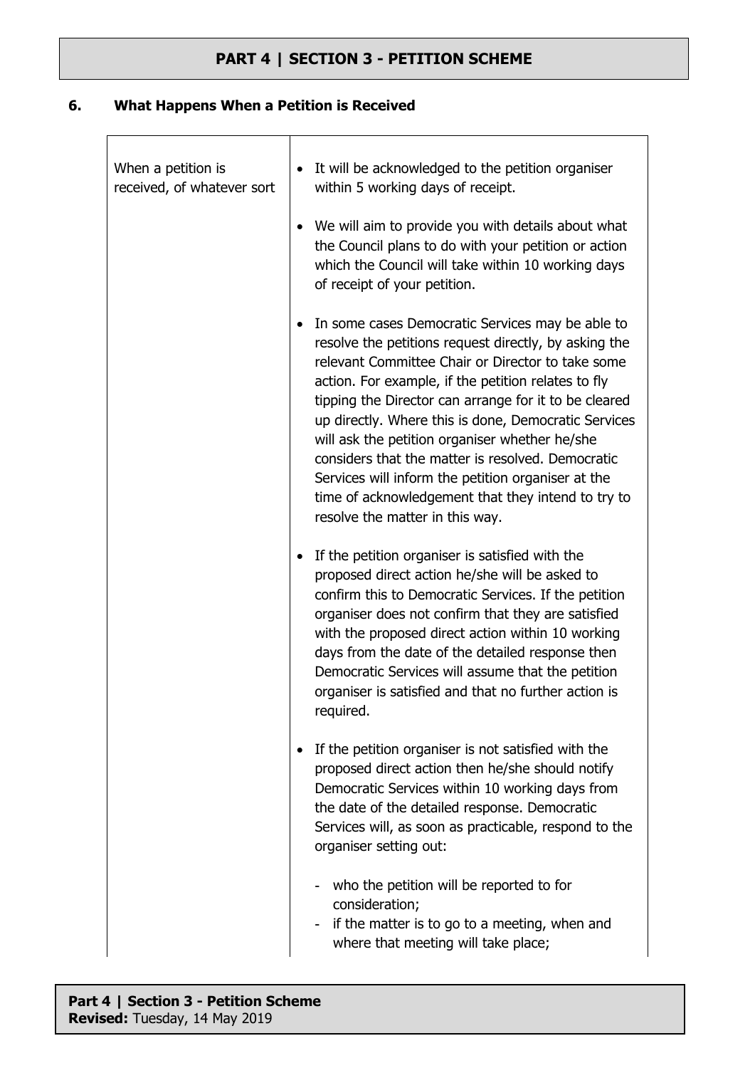## 6. What Happens When a Petition is Received

| | |
|---|---|
| When a petition is received, of whatever sort | • It will be acknowledged to the petition organiser within 5 working days of receipt.<br><br>• We will aim to provide you with details about what the Council plans to do with your petition or action which the Council will take within 10 working days of receipt of your petition.<br><br>• In some cases Democratic Services may be able to resolve the petitions request directly, by asking the relevant Committee Chair or Director to take some action. For example, if the petition relates to fly tipping the Director can arrange for it to be cleared up directly. Where this is done, Democratic Services will ask the petition organiser whether he/she considers that the matter is resolved. Democratic Services will inform the petition organiser at the time of acknowledgement that they intend to try to resolve the matter in this way.<br><br>• If the petition organiser is satisfied with the proposed direct action he/she will be asked to confirm this to Democratic Services. If the petition organiser does not confirm that they are satisfied with the proposed direct action within 10 working days from the date of the detailed response then Democratic Services will assume that the petition organiser is satisfied and that no further action is required.<br><br>• If the petition organiser is not satisfied with the proposed direct action then he/she should notify Democratic Services within 10 working days from the date of the detailed response. Democratic Services will, as soon as practicable, respond to the organiser setting out:<br><br>- who the petition will be reported to for consideration;<br>- if the matter is to go to a meeting, when and where that meeting will take place; |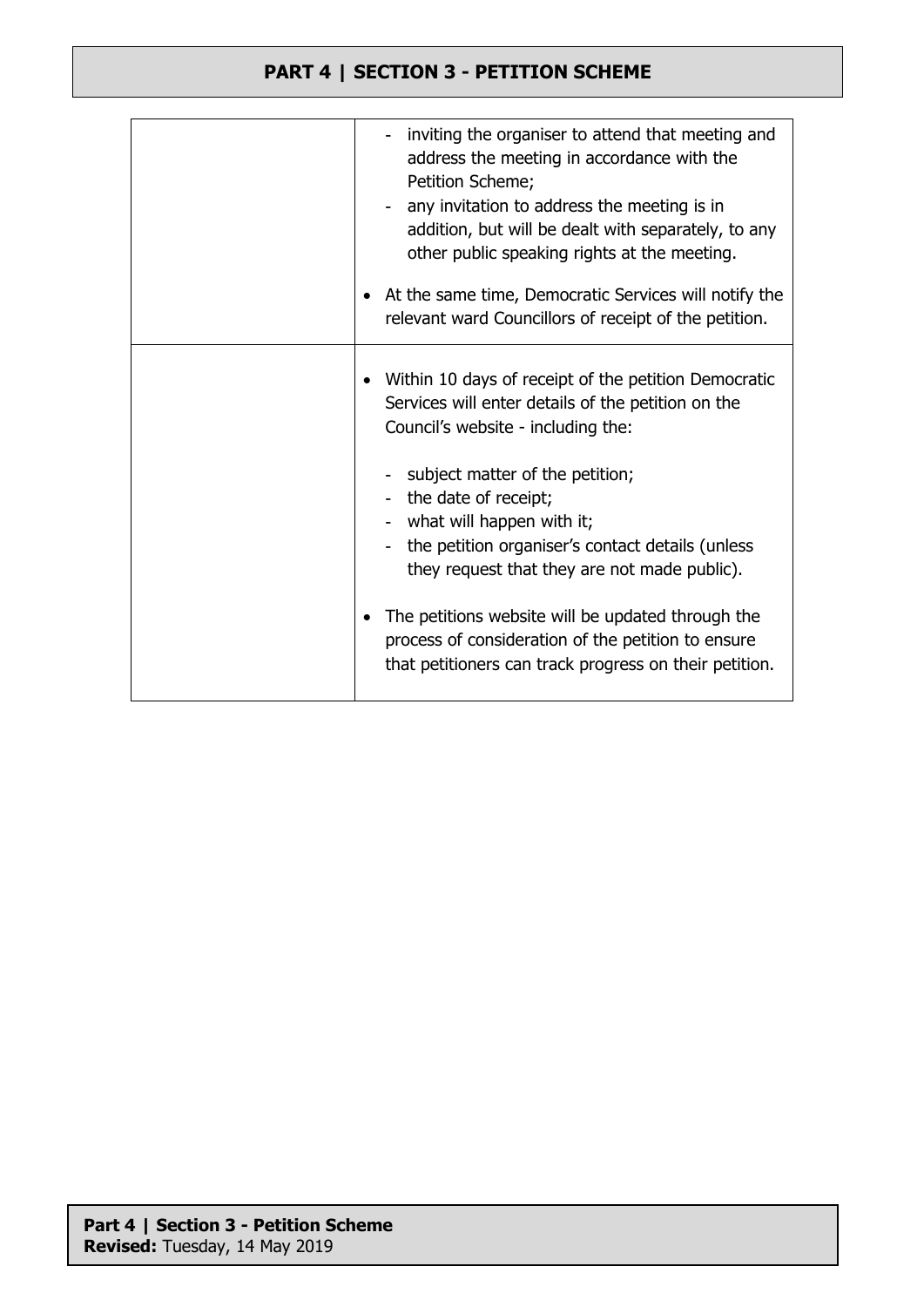| | |
|---|---|
| | - inviting the organiser to attend that meeting and address the meeting in accordance with the Petition Scheme;<br>- any invitation to address the meeting is in addition, but will be dealt with separately, to any other public speaking rights at the meeting.<br><br>• At the same time, Democratic Services will notify the relevant ward Councillors of receipt of the petition. |
| | • Within 10 days of receipt of the petition Democratic Services will enter details of the petition on the Council's website - including the:<br><br>- subject matter of the petition;<br>- the date of receipt;<br>- what will happen with it;<br>- the petition organiser's contact details (unless they request that they are not made public).<br><br>• The petitions website will be updated through the process of consideration of the petition to ensure that petitioners can track progress on their petition. |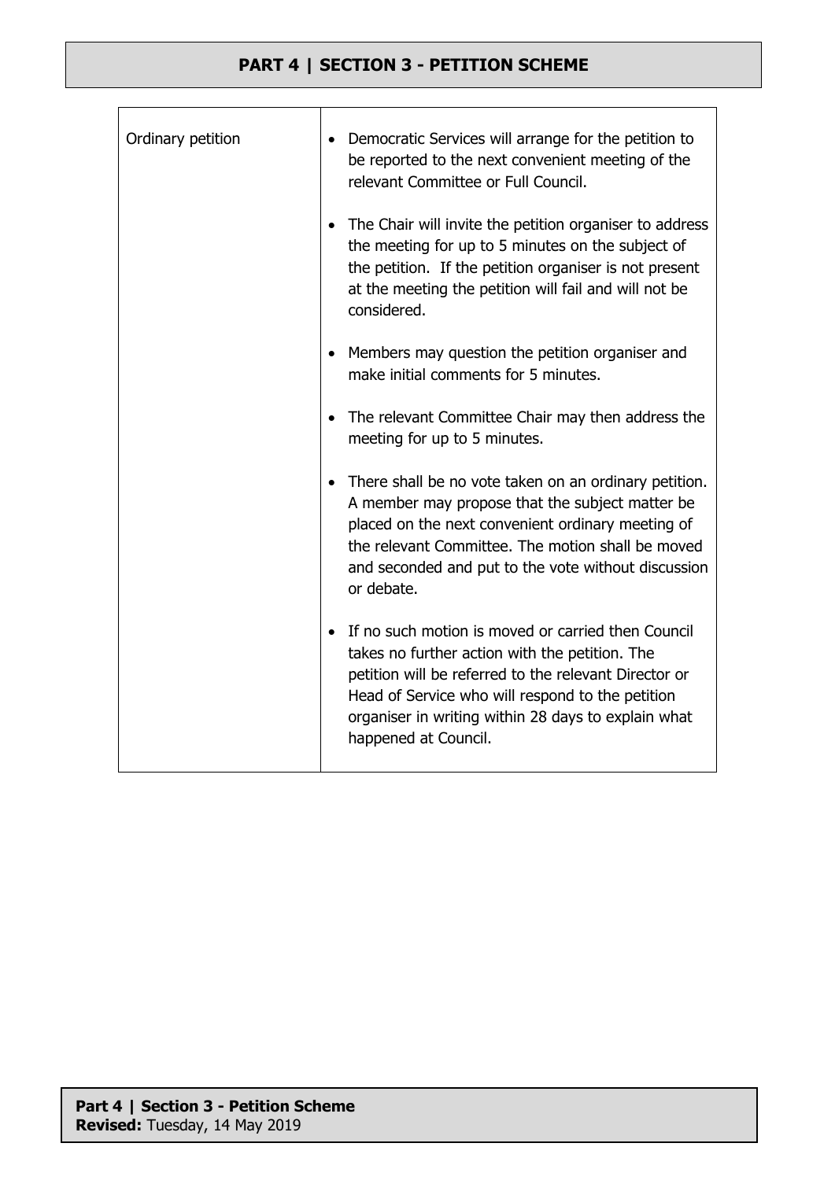| | |
|---|---|
| Ordinary petition | • Democratic Services will arrange for the petition to be reported to the next convenient meeting of the relevant Committee or Full Council.<br><br>• The Chair will invite the petition organiser to address the meeting for up to 5 minutes on the subject of the petition. If the petition organiser is not present at the meeting the petition will fail and will not be considered.<br><br>• Members may question the petition organiser and make initial comments for 5 minutes.<br><br>• The relevant Committee Chair may then address the meeting for up to 5 minutes.<br><br>• There shall be no vote taken on an ordinary petition. A member may propose that the subject matter be placed on the next convenient ordinary meeting of the relevant Committee. The motion shall be moved and seconded and put to the vote without discussion or debate.<br><br>• If no such motion is moved or carried then Council takes no further action with the petition. The petition will be referred to the relevant Director or Head of Service who will respond to the petition organiser in writing within 28 days to explain what happened at Council. |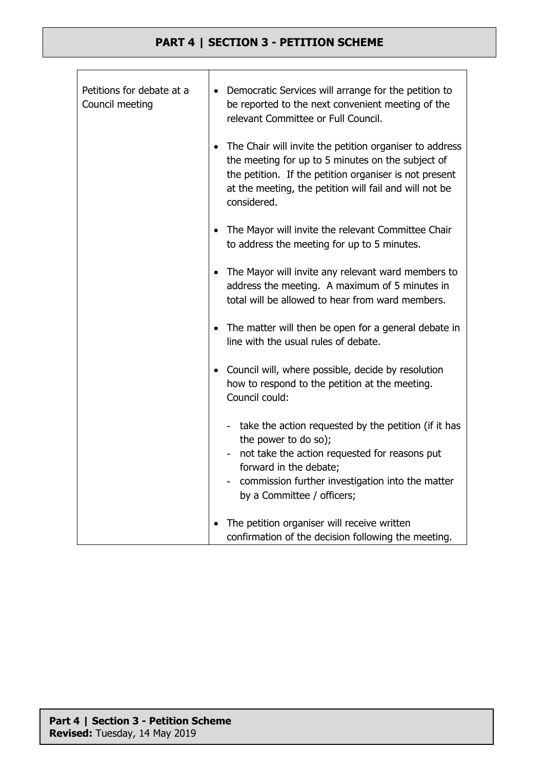| Petitions for debate at a Council meeting | • Democratic Services will arrange for the petition to be reported to the next convenient meeting of the relevant Committee or Full Council.<br><br>• The Chair will invite the petition organiser to address the meeting for up to 5 minutes on the subject of the petition. If the petition organiser is not present at the meeting, the petition will fail and will not be considered.<br><br>• The Mayor will invite the relevant Committee Chair to address the meeting for up to 5 minutes.<br><br>• The Mayor will invite any relevant ward members to address the meeting. A maximum of 5 minutes in total will be allowed to hear from ward members.<br><br>• The matter will then be open for a general debate in line with the usual rules of debate.<br><br>• Council will, where possible, decide by resolution how to respond to the petition at the meeting. Council could:<br><br>- take the action requested by the petition (if it has the power to do so);<br>- not take the action requested for reasons put forward in the debate;<br>- commission further investigation into the matter by a Committee / officers;<br><br>• The petition organiser will receive written confirmation of the decision following the meeting. |
|---|---|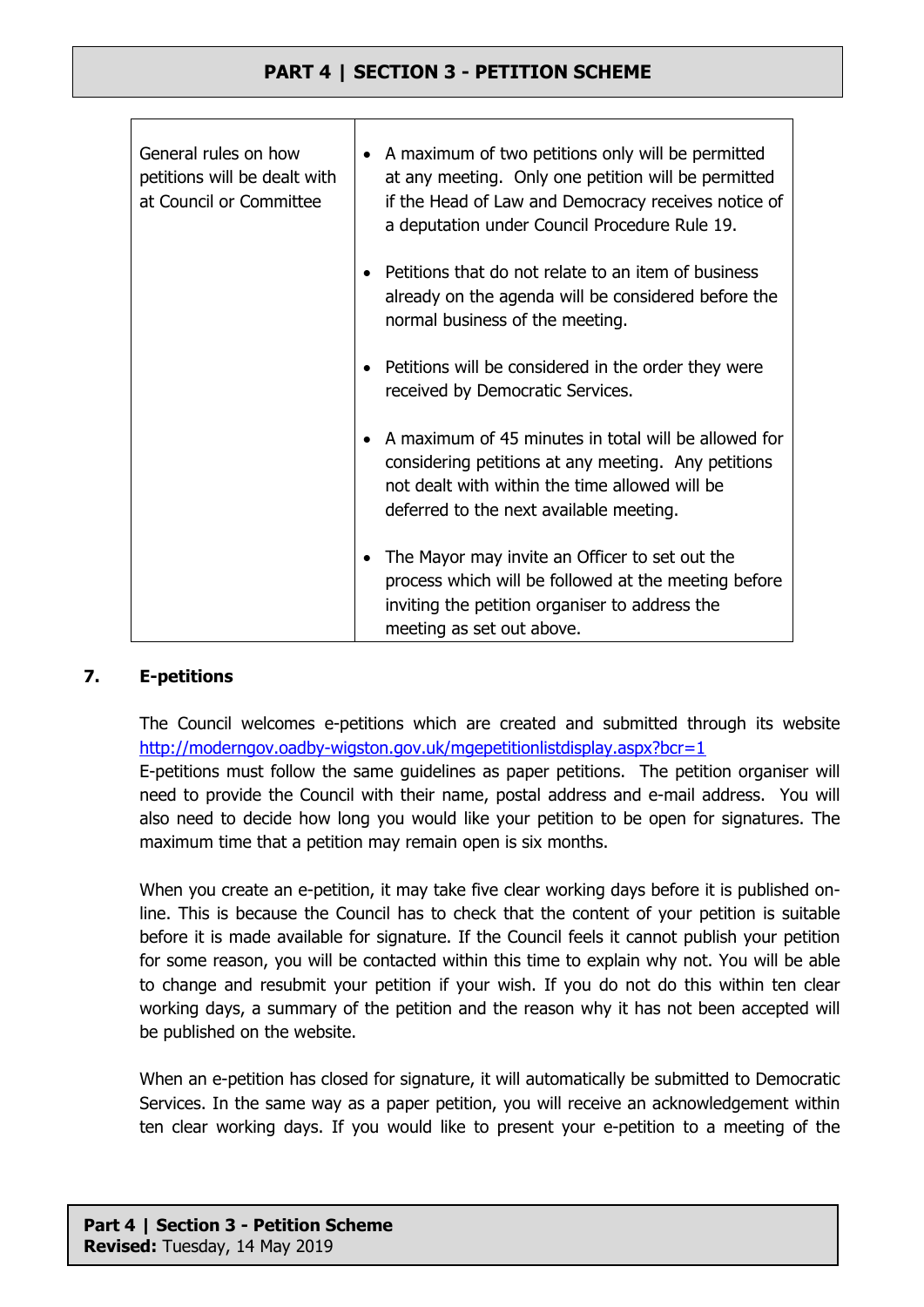| General rules on how petitions will be dealt with at Council or Committee | <ul><li>A maximum of two petitions only will be permitted at any meeting. Only one petition will be permitted if the Head of Law and Democracy receives notice of a deputation under Council Procedure Rule 19.</li><li>Petitions that do not relate to an item of business already on the agenda will be considered before the normal business of the meeting.</li><li>Petitions will be considered in the order they were received by Democratic Services.</li><li>A maximum of 45 minutes in total will be allowed for considering petitions at any meeting. Any petitions not dealt with within the time allowed will be deferred to the next available meeting.</li><li>The Mayor may invite an Officer to set out the process which will be followed at the meeting before inviting the petition organiser to address the meeting as set out above.</li></ul> |
|---|---|

## 7. E-petitions

The Council welcomes e-petitions which are created and submitted through its website http://moderngov.oadby-wigston.gov.uk/mgepetitionlistdisplay.aspx?bcr=1
E-petitions must follow the same guidelines as paper petitions. The petition organiser will need to provide the Council with their name, postal address and e-mail address. You will also need to decide how long you would like your petition to be open for signatures. The maximum time that a petition may remain open is six months.

When you create an e-petition, it may take five clear working days before it is published on-line. This is because the Council has to check that the content of your petition is suitable before it is made available for signature. If the Council feels it cannot publish your petition for some reason, you will be contacted within this time to explain why not. You will be able to change and resubmit your petition if your wish. If you do not do this within ten clear working days, a summary of the petition and the reason why it has not been accepted will be published on the website.

When an e-petition has closed for signature, it will automatically be submitted to Democratic Services. In the same way as a paper petition, you will receive an acknowledgement within ten clear working days. If you would like to present your e-petition to a meeting of the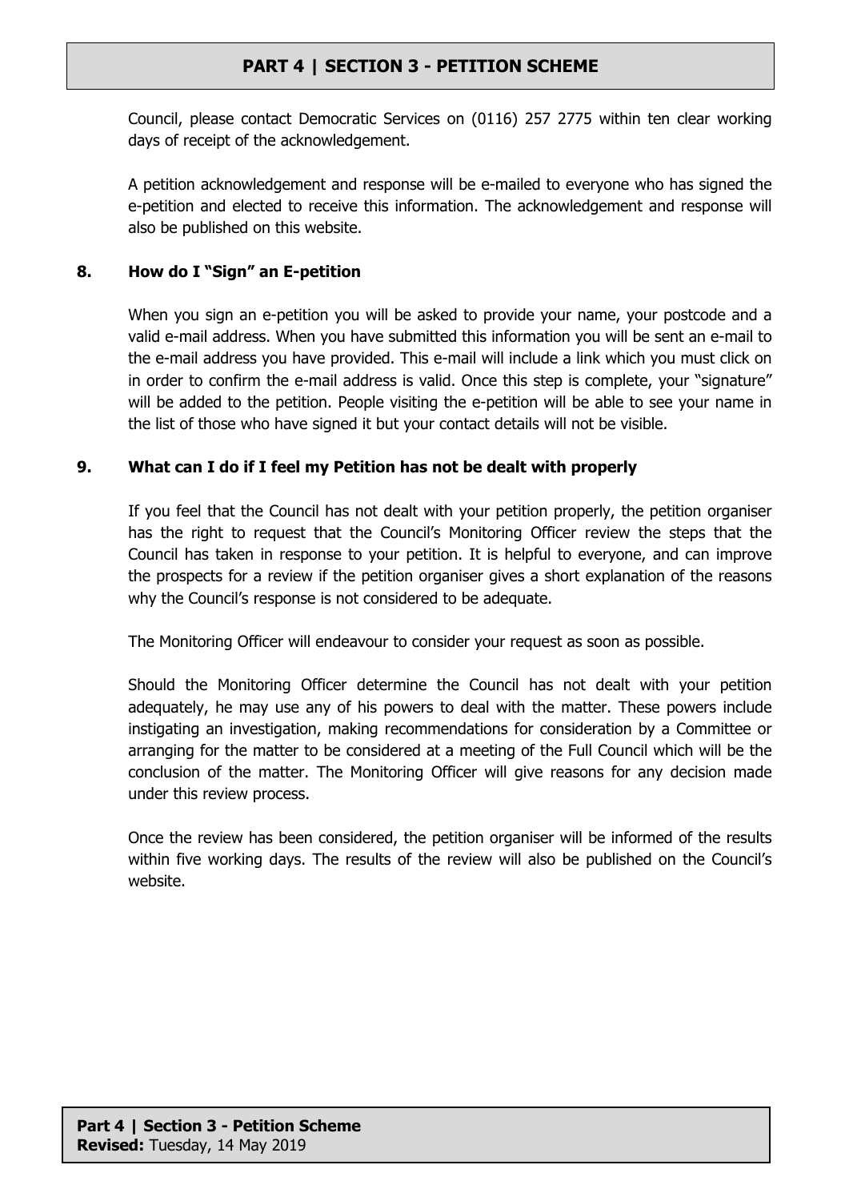Council, please contact Democratic Services on (0116) 257 2775 within ten clear working days of receipt of the acknowledgement.

A petition acknowledgement and response will be e-mailed to everyone who has signed the e-petition and elected to receive this information. The acknowledgement and response will also be published on this website.

### 8. How do I "Sign" an E-petition

When you sign an e-petition you will be asked to provide your name, your postcode and a valid e-mail address. When you have submitted this information you will be sent an e-mail to the e-mail address you have provided. This e-mail will include a link which you must click on in order to confirm the e-mail address is valid. Once this step is complete, your "signature" will be added to the petition. People visiting the e-petition will be able to see your name in the list of those who have signed it but your contact details will not be visible.

### 9. What can I do if I feel my Petition has not be dealt with properly

If you feel that the Council has not dealt with your petition properly, the petition organiser has the right to request that the Council's Monitoring Officer review the steps that the Council has taken in response to your petition. It is helpful to everyone, and can improve the prospects for a review if the petition organiser gives a short explanation of the reasons why the Council's response is not considered to be adequate.

The Monitoring Officer will endeavour to consider your request as soon as possible.

Should the Monitoring Officer determine the Council has not dealt with your petition adequately, he may use any of his powers to deal with the matter. These powers include instigating an investigation, making recommendations for consideration by a Committee or arranging for the matter to be considered at a meeting of the Full Council which will be the conclusion of the matter. The Monitoring Officer will give reasons for any decision made under this review process.

Once the review has been considered, the petition organiser will be informed of the results within five working days. The results of the review will also be published on the Council's website.